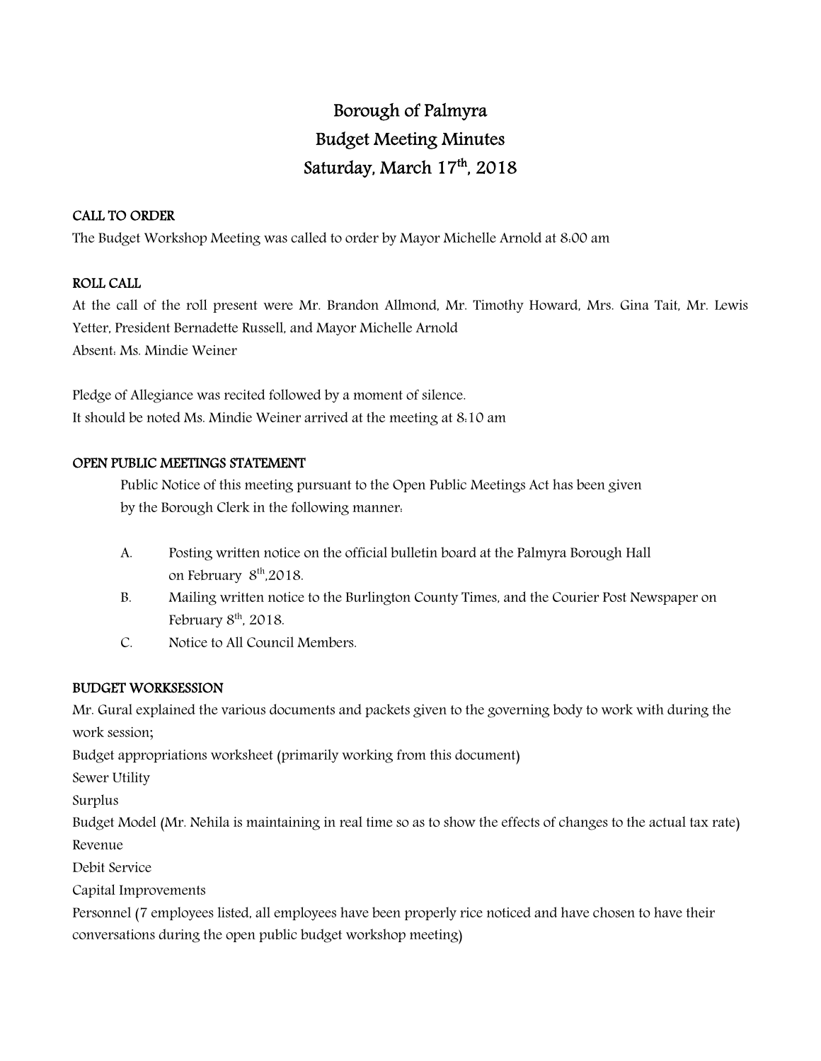# Borough of Palmyra
# Budget Meeting Minutes
# Saturday, March 17th, 2018

**CALL TO ORDER**

The Budget Workshop Meeting was called to order by Mayor Michelle Arnold at 8:00 am

**ROLL CALL**

At the call of the roll present were Mr. Brandon Allmond, Mr. Timothy Howard, Mrs. Gina Tait, Mr. Lewis Yetter, President Bernadette Russell, and Mayor Michelle Arnold

Absent: Ms. Mindie Weiner

Pledge of Allegiance was recited followed by a moment of silence.

It should be noted Ms. Mindie Weiner arrived at the meeting at 8:10 am

**OPEN PUBLIC MEETINGS STATEMENT**

Public Notice of this meeting pursuant to the Open Public Meetings Act has been given by the Borough Clerk in the following manner:

A. Posting written notice on the official bulletin board at the Palmyra Borough Hall on February 8th,2018.

B. Mailing written notice to the Burlington County Times, and the Courier Post Newspaper on February 8th, 2018.

C. Notice to All Council Members.

**BUDGET WORKSESSION**

Mr. Gural explained the various documents and packets given to the governing body to work with during the work session;

Budget appropriations worksheet (primarily working from this document)

Sewer Utility

Surplus

Budget Model (Mr. Nehila is maintaining in real time so as to show the effects of changes to the actual tax rate)

Revenue

Debit Service

Capital Improvements

Personnel (7 employees listed, all employees have been properly rice noticed and have chosen to have their conversations during the open public budget workshop meeting)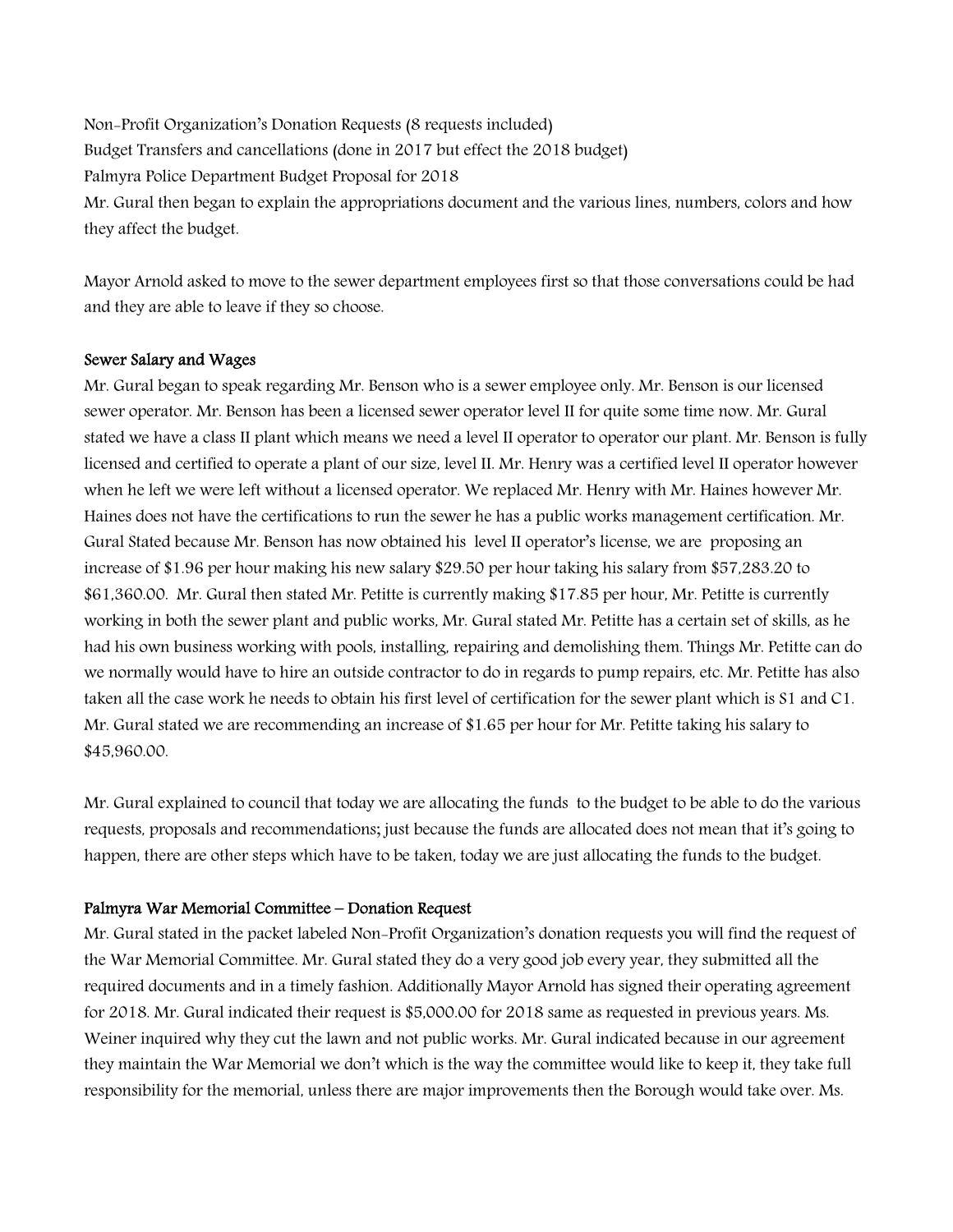Non-Profit Organization's Donation Requests (8 requests included)

Budget Transfers and cancellations (done in 2017 but effect the 2018 budget)

Palmyra Police Department Budget Proposal for 2018

Mr. Gural then began to explain the appropriations document and the various lines, numbers, colors and how they affect the budget.

Mayor Arnold asked to move to the sewer department employees first so that those conversations could be had and they are able to leave if they so choose.

**Sewer Salary and Wages**

Mr. Gural began to speak regarding Mr. Benson who is a sewer employee only. Mr. Benson is our licensed sewer operator. Mr. Benson has been a licensed sewer operator level II for quite some time now. Mr. Gural stated we have a class II plant which means we need a level II operator to operator our plant. Mr. Benson is fully licensed and certified to operate a plant of our size, level II. Mr. Henry was a certified level II operator however when he left we were left without a licensed operator. We replaced Mr. Henry with Mr. Haines however Mr. Haines does not have the certifications to run the sewer he has a public works management certification. Mr. Gural Stated because Mr. Benson has now obtained his level II operator's license, we are proposing an increase of $1.96 per hour making his new salary $29.50 per hour taking his salary from $57,283.20 to $61,360.00. Mr. Gural then stated Mr. Petitte is currently making $17.85 per hour, Mr. Petitte is currently working in both the sewer plant and public works, Mr. Gural stated Mr. Petitte has a certain set of skills, as he had his own business working with pools, installing, repairing and demolishing them. Things Mr. Petitte can do we normally would have to hire an outside contractor to do in regards to pump repairs, etc. Mr. Petitte has also taken all the case work he needs to obtain his first level of certification for the sewer plant which is S1 and C1. Mr. Gural stated we are recommending an increase of $1.65 per hour for Mr. Petitte taking his salary to $45,960.00.

Mr. Gural explained to council that today we are allocating the funds to the budget to be able to do the various requests, proposals and recommendations; just because the funds are allocated does not mean that it's going to happen, there are other steps which have to be taken, today we are just allocating the funds to the budget.

**Palmyra War Memorial Committee – Donation Request**

Mr. Gural stated in the packet labeled Non-Profit Organization's donation requests you will find the request of the War Memorial Committee. Mr. Gural stated they do a very good job every year, they submitted all the required documents and in a timely fashion. Additionally Mayor Arnold has signed their operating agreement for 2018. Mr. Gural indicated their request is $5,000.00 for 2018 same as requested in previous years. Ms. Weiner inquired why they cut the lawn and not public works. Mr. Gural indicated because in our agreement they maintain the War Memorial we don't which is the way the committee would like to keep it, they take full responsibility for the memorial, unless there are major improvements then the Borough would take over. Ms.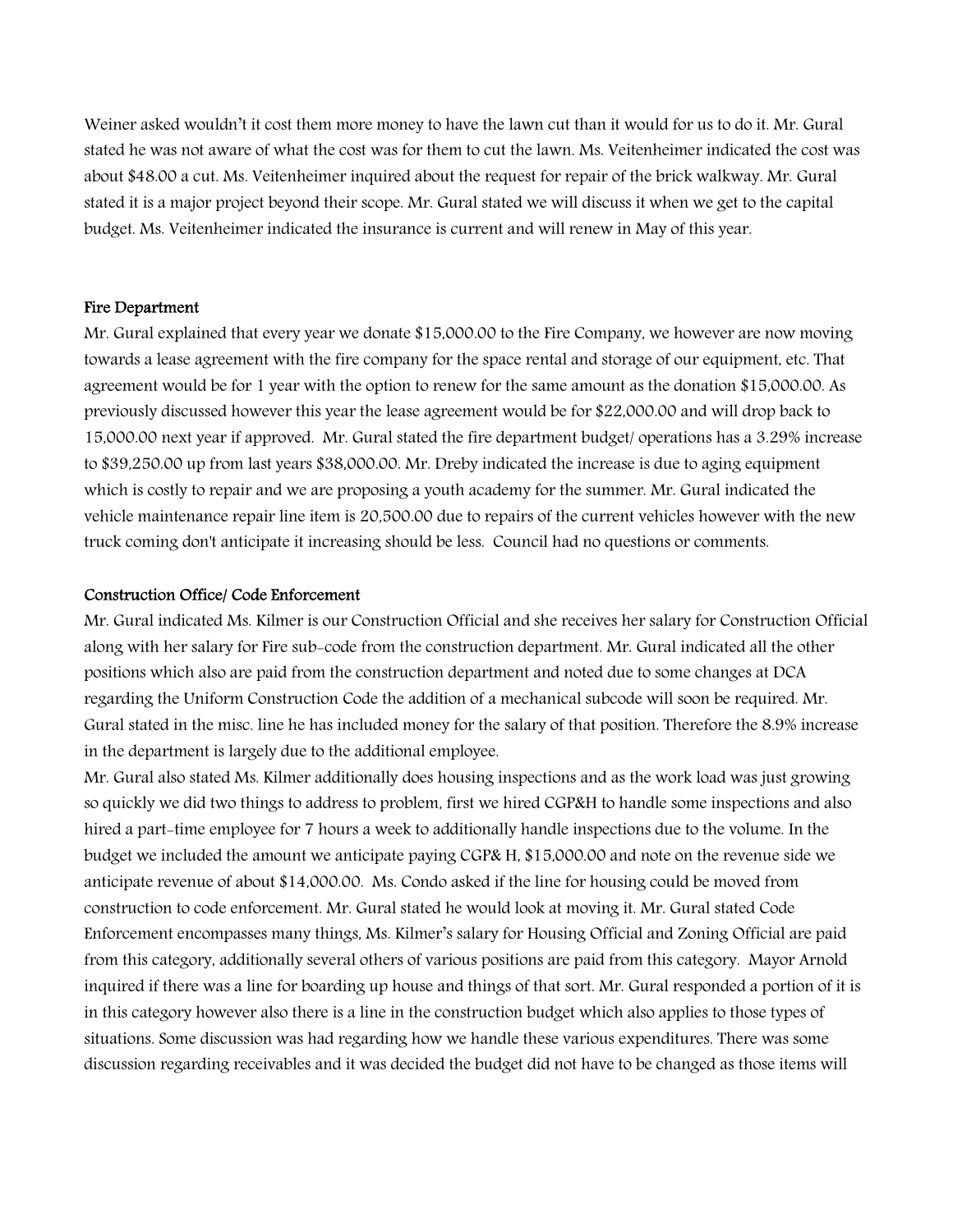Weiner asked wouldn't it cost them more money to have the lawn cut than it would for us to do it. Mr. Gural stated he was not aware of what the cost was for them to cut the lawn. Ms. Veitenheimer indicated the cost was about $48.00 a cut. Ms. Veitenheimer inquired about the request for repair of the brick walkway. Mr. Gural stated it is a major project beyond their scope. Mr. Gural stated we will discuss it when we get to the capital budget. Ms. Veitenheimer indicated the insurance is current and will renew in May of this year.

**Fire Department**

Mr. Gural explained that every year we donate $15,000.00 to the Fire Company, we however are now moving towards a lease agreement with the fire company for the space rental and storage of our equipment, etc. That agreement would be for 1 year with the option to renew for the same amount as the donation $15,000.00. As previously discussed however this year the lease agreement would be for $22,000.00 and will drop back to 15,000.00 next year if approved. Mr. Gural stated the fire department budget/ operations has a 3.29% increase to $39,250.00 up from last years $38,000.00. Mr. Dreby indicated the increase is due to aging equipment which is costly to repair and we are proposing a youth academy for the summer. Mr. Gural indicated the vehicle maintenance repair line item is 20,500.00 due to repairs of the current vehicles however with the new truck coming don't anticipate it increasing should be less. Council had no questions or comments.

**Construction Office/ Code Enforcement**

Mr. Gural indicated Ms. Kilmer is our Construction Official and she receives her salary for Construction Official along with her salary for Fire sub-code from the construction department. Mr. Gural indicated all the other positions which also are paid from the construction department and noted due to some changes at DCA regarding the Uniform Construction Code the addition of a mechanical subcode will soon be required. Mr. Gural stated in the misc. line he has included money for the salary of that position. Therefore the 8.9% increase in the department is largely due to the additional employee.

Mr. Gural also stated Ms. Kilmer additionally does housing inspections and as the work load was just growing so quickly we did two things to address to problem, first we hired CGP&H to handle some inspections and also hired a part-time employee for 7 hours a week to additionally handle inspections due to the volume. In the budget we included the amount we anticipate paying CGP& H, $15,000.00 and note on the revenue side we anticipate revenue of about $14,000.00. Ms. Condo asked if the line for housing could be moved from construction to code enforcement. Mr. Gural stated he would look at moving it. Mr. Gural stated Code Enforcement encompasses many things, Ms. Kilmer's salary for Housing Official and Zoning Official are paid from this category, additionally several others of various positions are paid from this category. Mayor Arnold inquired if there was a line for boarding up house and things of that sort. Mr. Gural responded a portion of it is in this category however also there is a line in the construction budget which also applies to those types of situations. Some discussion was had regarding how we handle these various expenditures. There was some discussion regarding receivables and it was decided the budget did not have to be changed as those items will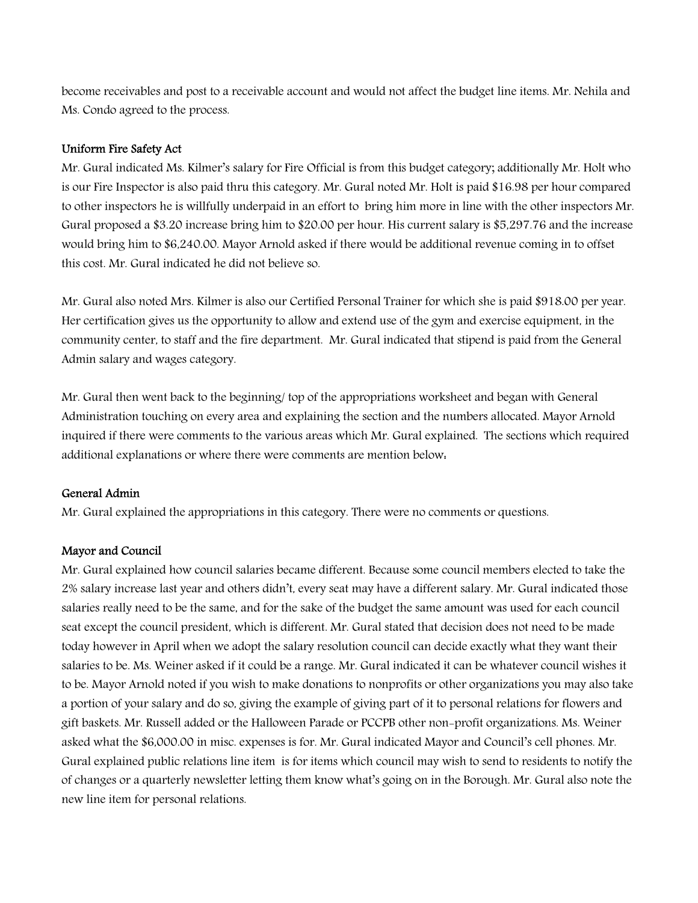become receivables and post to a receivable account and would not affect the budget line items. Mr. Nehila and Ms. Condo agreed to the process.

**Uniform Fire Safety Act**

Mr. Gural indicated Ms. Kilmer's salary for Fire Official is from this budget category; additionally Mr. Holt who is our Fire Inspector is also paid thru this category. Mr. Gural noted Mr. Holt is paid $16.98 per hour compared to other inspectors he is willfully underpaid in an effort to bring him more in line with the other inspectors Mr. Gural proposed a $3.20 increase bring him to $20.00 per hour. His current salary is $5,297.76 and the increase would bring him to $6,240.00. Mayor Arnold asked if there would be additional revenue coming in to offset this cost. Mr. Gural indicated he did not believe so.

Mr. Gural also noted Mrs. Kilmer is also our Certified Personal Trainer for which she is paid $918.00 per year. Her certification gives us the opportunity to allow and extend use of the gym and exercise equipment, in the community center, to staff and the fire department. Mr. Gural indicated that stipend is paid from the General Admin salary and wages category.

Mr. Gural then went back to the beginning/ top of the appropriations worksheet and began with General Administration touching on every area and explaining the section and the numbers allocated. Mayor Arnold inquired if there were comments to the various areas which Mr. Gural explained. The sections which required additional explanations or where there were comments are mention below:

**General Admin**

Mr. Gural explained the appropriations in this category. There were no comments or questions.

**Mayor and Council**

Mr. Gural explained how council salaries became different. Because some council members elected to take the 2% salary increase last year and others didn't, every seat may have a different salary. Mr. Gural indicated those salaries really need to be the same, and for the sake of the budget the same amount was used for each council seat except the council president, which is different. Mr. Gural stated that decision does not need to be made today however in April when we adopt the salary resolution council can decide exactly what they want their salaries to be. Ms. Weiner asked if it could be a range. Mr. Gural indicated it can be whatever council wishes it to be. Mayor Arnold noted if you wish to make donations to nonprofits or other organizations you may also take a portion of your salary and do so, giving the example of giving part of it to personal relations for flowers and gift baskets. Mr. Russell added or the Halloween Parade or PCCPB other non-profit organizations. Ms. Weiner asked what the $6,000.00 in misc. expenses is for. Mr. Gural indicated Mayor and Council's cell phones. Mr. Gural explained public relations line item is for items which council may wish to send to residents to notify the of changes or a quarterly newsletter letting them know what's going on in the Borough. Mr. Gural also note the new line item for personal relations.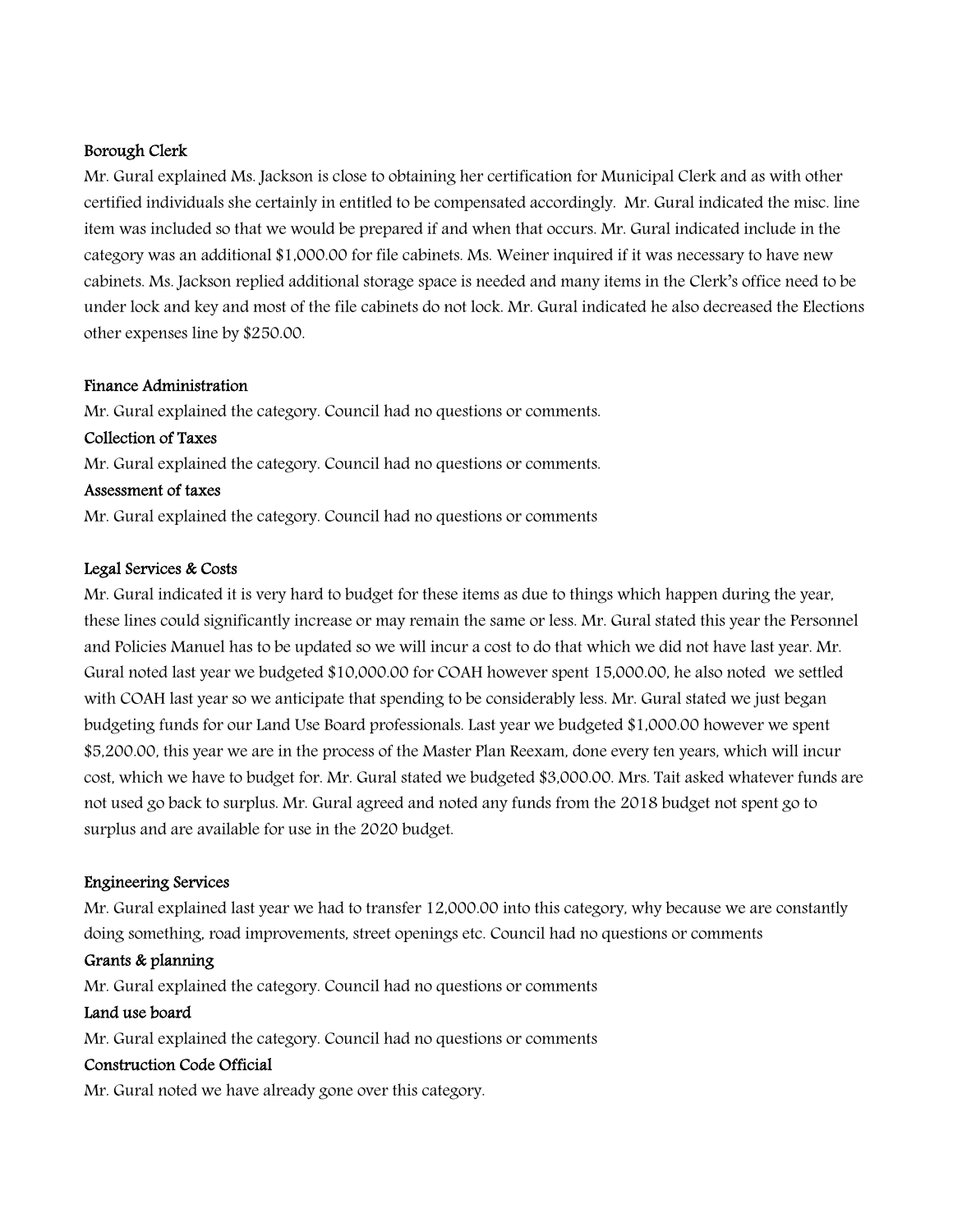**Borough Clerk**

Mr. Gural explained Ms. Jackson is close to obtaining her certification for Municipal Clerk and as with other certified individuals she certainly in entitled to be compensated accordingly. Mr. Gural indicated the misc. line item was included so that we would be prepared if and when that occurs. Mr. Gural indicated include in the category was an additional $1,000.00 for file cabinets. Ms. Weiner inquired if it was necessary to have new cabinets. Ms. Jackson replied additional storage space is needed and many items in the Clerk's office need to be under lock and key and most of the file cabinets do not lock. Mr. Gural indicated he also decreased the Elections other expenses line by $250.00.

**Finance Administration**

Mr. Gural explained the category. Council had no questions or comments.

**Collection of Taxes**

Mr. Gural explained the category. Council had no questions or comments.

**Assessment of taxes**

Mr. Gural explained the category. Council had no questions or comments

**Legal Services & Costs**

Mr. Gural indicated it is very hard to budget for these items as due to things which happen during the year, these lines could significantly increase or may remain the same or less. Mr. Gural stated this year the Personnel and Policies Manuel has to be updated so we will incur a cost to do that which we did not have last year. Mr. Gural noted last year we budgeted $10,000.00 for COAH however spent 15,000.00, he also noted we settled with COAH last year so we anticipate that spending to be considerably less. Mr. Gural stated we just began budgeting funds for our Land Use Board professionals. Last year we budgeted $1,000.00 however we spent $5,200.00, this year we are in the process of the Master Plan Reexam, done every ten years, which will incur cost, which we have to budget for. Mr. Gural stated we budgeted $3,000.00. Mrs. Tait asked whatever funds are not used go back to surplus. Mr. Gural agreed and noted any funds from the 2018 budget not spent go to surplus and are available for use in the 2020 budget.

**Engineering Services**

Mr. Gural explained last year we had to transfer 12,000.00 into this category, why because we are constantly doing something, road improvements, street openings etc. Council had no questions or comments

**Grants & planning**

Mr. Gural explained the category. Council had no questions or comments

**Land use board**

Mr. Gural explained the category. Council had no questions or comments

**Construction Code Official**

Mr. Gural noted we have already gone over this category.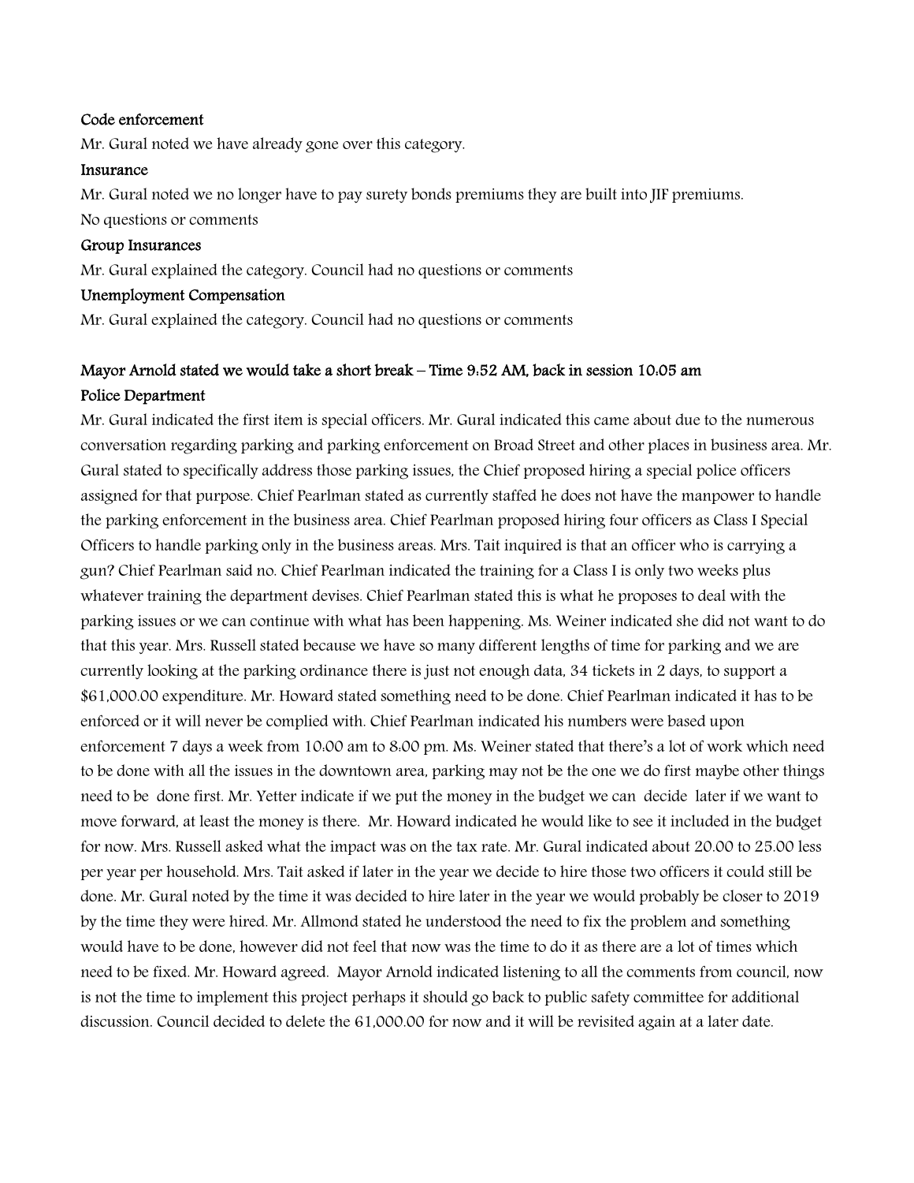**Code enforcement**

Mr. Gural noted we have already gone over this category.

**Insurance**

Mr. Gural noted we no longer have to pay surety bonds premiums they are built into JIF premiums.
No questions or comments

**Group Insurances**

Mr. Gural explained the category. Council had no questions or comments

**Unemployment Compensation**

Mr. Gural explained the category. Council had no questions or comments

**Mayor Arnold stated we would take a short break – Time 9:52 AM, back in session 10:05 am**

**Police Department**

Mr. Gural indicated the first item is special officers. Mr. Gural indicated this came about due to the numerous conversation regarding parking and parking enforcement on Broad Street and other places in business area. Mr. Gural stated to specifically address those parking issues, the Chief proposed hiring a special police officers assigned for that purpose. Chief Pearlman stated as currently staffed he does not have the manpower to handle the parking enforcement in the business area. Chief Pearlman proposed hiring four officers as Class I Special Officers to handle parking only in the business areas. Mrs. Tait inquired is that an officer who is carrying a gun? Chief Pearlman said no. Chief Pearlman indicated the training for a Class I is only two weeks plus whatever training the department devises. Chief Pearlman stated this is what he proposes to deal with the parking issues or we can continue with what has been happening. Ms. Weiner indicated she did not want to do that this year. Mrs. Russell stated because we have so many different lengths of time for parking and we are currently looking at the parking ordinance there is just not enough data, 34 tickets in 2 days, to support a $61,000.00 expenditure. Mr. Howard stated something need to be done. Chief Pearlman indicated it has to be enforced or it will never be complied with. Chief Pearlman indicated his numbers were based upon enforcement 7 days a week from 10:00 am to 8:00 pm. Ms. Weiner stated that there's a lot of work which need to be done with all the issues in the downtown area, parking may not be the one we do first maybe other things need to be done first. Mr. Yetter indicate if we put the money in the budget we can decide later if we want to move forward, at least the money is there. Mr. Howard indicated he would like to see it included in the budget for now. Mrs. Russell asked what the impact was on the tax rate. Mr. Gural indicated about 20.00 to 25.00 less per year per household. Mrs. Tait asked if later in the year we decide to hire those two officers it could still be done. Mr. Gural noted by the time it was decided to hire later in the year we would probably be closer to 2019 by the time they were hired. Mr. Allmond stated he understood the need to fix the problem and something would have to be done, however did not feel that now was the time to do it as there are a lot of times which need to be fixed. Mr. Howard agreed. Mayor Arnold indicated listening to all the comments from council, now is not the time to implement this project perhaps it should go back to public safety committee for additional discussion. Council decided to delete the 61,000.00 for now and it will be revisited again at a later date.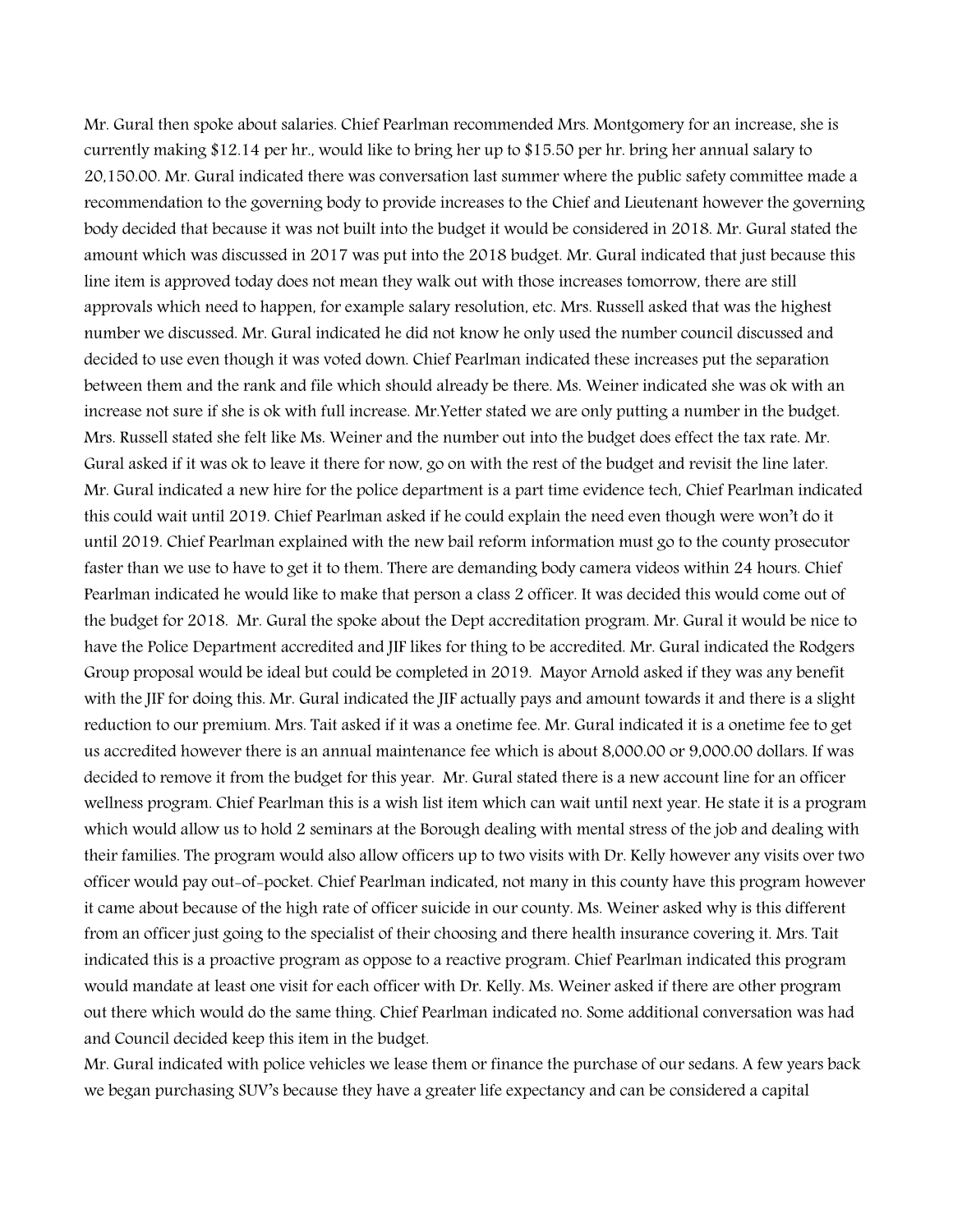Mr. Gural then spoke about salaries. Chief Pearlman recommended Mrs. Montgomery for an increase, she is currently making $12.14 per hr., would like to bring her up to $15.50 per hr. bring her annual salary to 20,150.00. Mr. Gural indicated there was conversation last summer where the public safety committee made a recommendation to the governing body to provide increases to the Chief and Lieutenant however the governing body decided that because it was not built into the budget it would be considered in 2018. Mr. Gural stated the amount which was discussed in 2017 was put into the 2018 budget. Mr. Gural indicated that just because this line item is approved today does not mean they walk out with those increases tomorrow, there are still approvals which need to happen, for example salary resolution, etc. Mrs. Russell asked that was the highest number we discussed. Mr. Gural indicated he did not know he only used the number council discussed and decided to use even though it was voted down. Chief Pearlman indicated these increases put the separation between them and the rank and file which should already be there. Ms. Weiner indicated she was ok with an increase not sure if she is ok with full increase. Mr.Yetter stated we are only putting a number in the budget. Mrs. Russell stated she felt like Ms. Weiner and the number out into the budget does effect the tax rate. Mr. Gural asked if it was ok to leave it there for now, go on with the rest of the budget and revisit the line later. Mr. Gural indicated a new hire for the police department is a part time evidence tech, Chief Pearlman indicated this could wait until 2019. Chief Pearlman asked if he could explain the need even though were won't do it until 2019. Chief Pearlman explained with the new bail reform information must go to the county prosecutor faster than we use to have to get it to them. There are demanding body camera videos within 24 hours. Chief Pearlman indicated he would like to make that person a class 2 officer. It was decided this would come out of the budget for 2018. Mr. Gural the spoke about the Dept accreditation program. Mr. Gural it would be nice to have the Police Department accredited and JIF likes for thing to be accredited. Mr. Gural indicated the Rodgers Group proposal would be ideal but could be completed in 2019. Mayor Arnold asked if they was any benefit with the JIF for doing this. Mr. Gural indicated the JIF actually pays and amount towards it and there is a slight reduction to our premium. Mrs. Tait asked if it was a onetime fee. Mr. Gural indicated it is a onetime fee to get us accredited however there is an annual maintenance fee which is about 8,000.00 or 9,000.00 dollars. If was decided to remove it from the budget for this year. Mr. Gural stated there is a new account line for an officer wellness program. Chief Pearlman this is a wish list item which can wait until next year. He state it is a program which would allow us to hold 2 seminars at the Borough dealing with mental stress of the job and dealing with their families. The program would also allow officers up to two visits with Dr. Kelly however any visits over two officer would pay out-of-pocket. Chief Pearlman indicated, not many in this county have this program however it came about because of the high rate of officer suicide in our county. Ms. Weiner asked why is this different from an officer just going to the specialist of their choosing and there health insurance covering it. Mrs. Tait indicated this is a proactive program as oppose to a reactive program. Chief Pearlman indicated this program would mandate at least one visit for each officer with Dr. Kelly. Ms. Weiner asked if there are other program out there which would do the same thing. Chief Pearlman indicated no. Some additional conversation was had and Council decided keep this item in the budget.

Mr. Gural indicated with police vehicles we lease them or finance the purchase of our sedans. A few years back we began purchasing SUV's because they have a greater life expectancy and can be considered a capital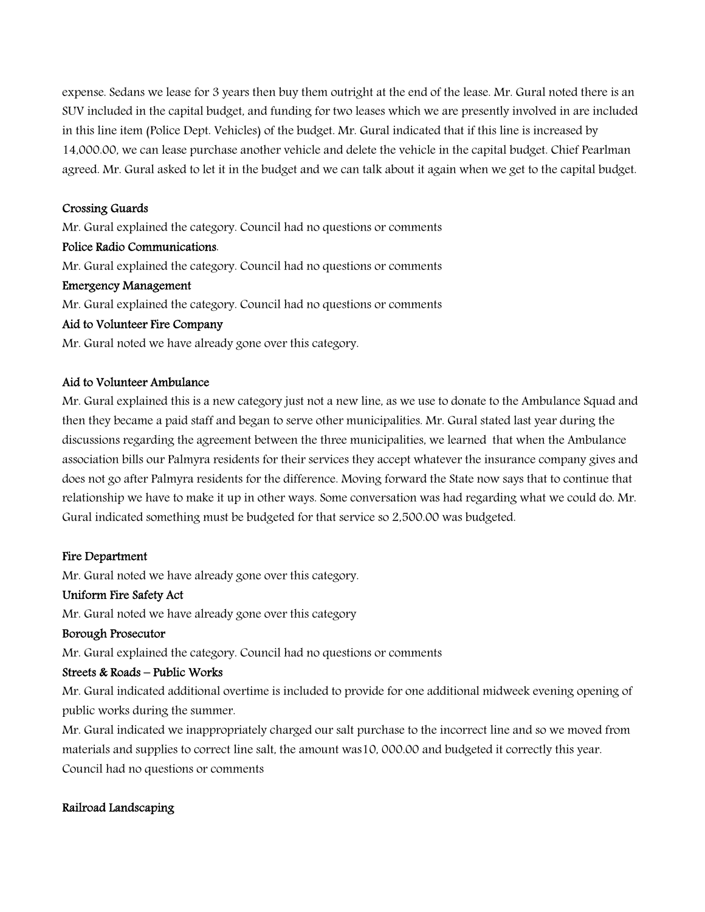expense. Sedans we lease for 3 years then buy them outright at the end of the lease. Mr. Gural noted there is an SUV included in the capital budget, and funding for two leases which we are presently involved in are included in this line item (Police Dept. Vehicles) of the budget. Mr. Gural indicated that if this line is increased by 14,000.00, we can lease purchase another vehicle and delete the vehicle in the capital budget. Chief Pearlman agreed. Mr. Gural asked to let it in the budget and we can talk about it again when we get to the capital budget.

**Crossing Guards**

Mr. Gural explained the category. Council had no questions or comments

**Police Radio Communications.**

Mr. Gural explained the category. Council had no questions or comments

**Emergency Management**

Mr. Gural explained the category. Council had no questions or comments

**Aid to Volunteer Fire Company**

Mr. Gural noted we have already gone over this category.

**Aid to Volunteer Ambulance**

Mr. Gural explained this is a new category just not a new line, as we use to donate to the Ambulance Squad and then they became a paid staff and began to serve other municipalities. Mr. Gural stated last year during the discussions regarding the agreement between the three municipalities, we learned that when the Ambulance association bills our Palmyra residents for their services they accept whatever the insurance company gives and does not go after Palmyra residents for the difference. Moving forward the State now says that to continue that relationship we have to make it up in other ways. Some conversation was had regarding what we could do. Mr. Gural indicated something must be budgeted for that service so 2,500.00 was budgeted.

**Fire Department**

Mr. Gural noted we have already gone over this category.

**Uniform Fire Safety Act**

Mr. Gural noted we have already gone over this category

**Borough Prosecutor**

Mr. Gural explained the category. Council had no questions or comments

**Streets & Roads – Public Works**

Mr. Gural indicated additional overtime is included to provide for one additional midweek evening opening of public works during the summer.

Mr. Gural indicated we inappropriately charged our salt purchase to the incorrect line and so we moved from materials and supplies to correct line salt, the amount was10, 000.00 and budgeted it correctly this year. Council had no questions or comments

**Railroad Landscaping**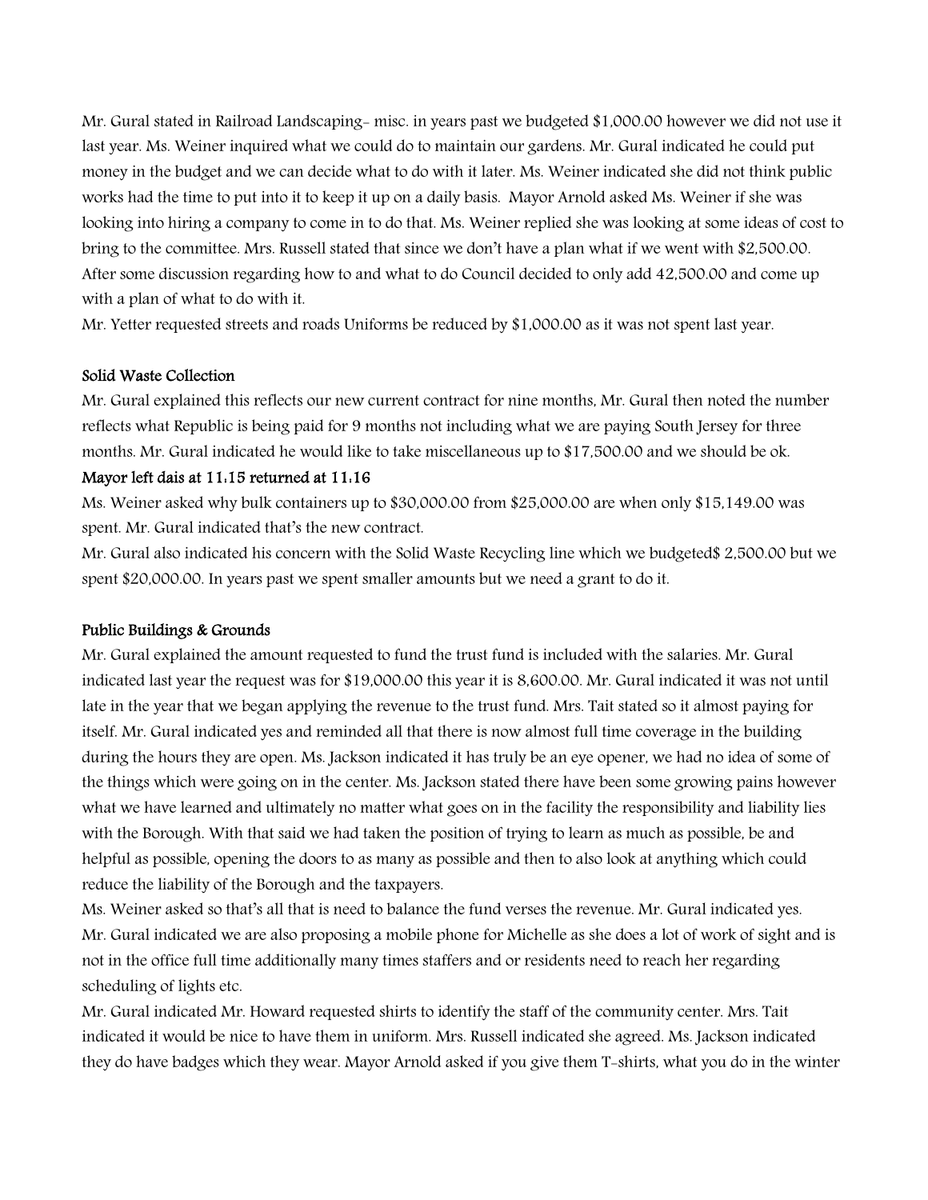Mr. Gural stated in Railroad Landscaping- misc. in years past we budgeted $1,000.00 however we did not use it last year. Ms. Weiner inquired what we could do to maintain our gardens. Mr. Gural indicated he could put money in the budget and we can decide what to do with it later. Ms. Weiner indicated she did not think public works had the time to put into it to keep it up on a daily basis. Mayor Arnold asked Ms. Weiner if she was looking into hiring a company to come in to do that. Ms. Weiner replied she was looking at some ideas of cost to bring to the committee. Mrs. Russell stated that since we don't have a plan what if we went with $2,500.00. After some discussion regarding how to and what to do Council decided to only add 42,500.00 and come up with a plan of what to do with it.

Mr. Yetter requested streets and roads Uniforms be reduced by $1,000.00 as it was not spent last year.

**Solid Waste Collection**

Mr. Gural explained this reflects our new current contract for nine months, Mr. Gural then noted the number reflects what Republic is being paid for 9 months not including what we are paying South Jersey for three months. Mr. Gural indicated he would like to take miscellaneous up to $17,500.00 and we should be ok.

**Mayor left dais at 11:15 returned at 11:16**

Ms. Weiner asked why bulk containers up to $30,000.00 from $25,000.00 are when only $15,149.00 was spent. Mr. Gural indicated that's the new contract.

Mr. Gural also indicated his concern with the Solid Waste Recycling line which we budgeted$ 2,500.00 but we spent $20,000.00. In years past we spent smaller amounts but we need a grant to do it.

**Public Buildings & Grounds**

Mr. Gural explained the amount requested to fund the trust fund is included with the salaries. Mr. Gural indicated last year the request was for $19,000.00 this year it is 8,600.00. Mr. Gural indicated it was not until late in the year that we began applying the revenue to the trust fund. Mrs. Tait stated so it almost paying for itself. Mr. Gural indicated yes and reminded all that there is now almost full time coverage in the building during the hours they are open. Ms. Jackson indicated it has truly be an eye opener, we had no idea of some of the things which were going on in the center. Ms. Jackson stated there have been some growing pains however what we have learned and ultimately no matter what goes on in the facility the responsibility and liability lies with the Borough. With that said we had taken the position of trying to learn as much as possible, be and helpful as possible, opening the doors to as many as possible and then to also look at anything which could reduce the liability of the Borough and the taxpayers.

Ms. Weiner asked so that's all that is need to balance the fund verses the revenue. Mr. Gural indicated yes.

Mr. Gural indicated we are also proposing a mobile phone for Michelle as she does a lot of work of sight and is not in the office full time additionally many times staffers and or residents need to reach her regarding scheduling of lights etc.

Mr. Gural indicated Mr. Howard requested shirts to identify the staff of the community center. Mrs. Tait indicated it would be nice to have them in uniform. Mrs. Russell indicated she agreed. Ms. Jackson indicated they do have badges which they wear. Mayor Arnold asked if you give them T-shirts, what you do in the winter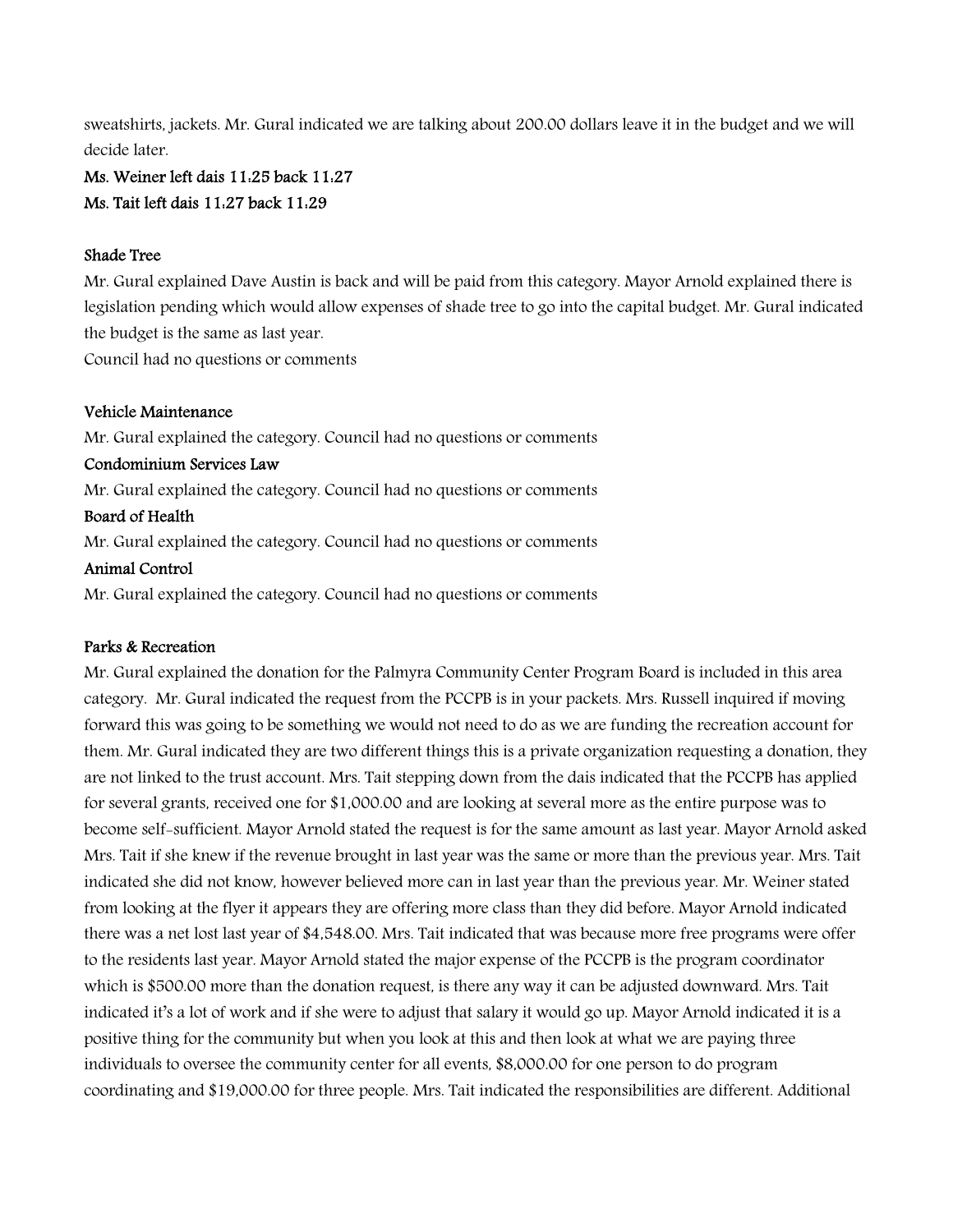sweatshirts, jackets. Mr. Gural indicated we are talking about 200.00 dollars leave it in the budget and we will decide later.

**Ms. Weiner left dais 11:25 back 11:27**
**Ms. Tait left dais 11:27 back 11:29**

**Shade Tree**
Mr. Gural explained Dave Austin is back and will be paid from this category. Mayor Arnold explained there is legislation pending which would allow expenses of shade tree to go into the capital budget. Mr. Gural indicated the budget is the same as last year.
Council had no questions or comments

**Vehicle Maintenance**
Mr. Gural explained the category. Council had no questions or comments
**Condominium Services Law**
Mr. Gural explained the category. Council had no questions or comments
**Board of Health**
Mr. Gural explained the category. Council had no questions or comments
**Animal Control**
Mr. Gural explained the category. Council had no questions or comments

**Parks & Recreation**
Mr. Gural explained the donation for the Palmyra Community Center Program Board is included in this area category. Mr. Gural indicated the request from the PCCPB is in your packets. Mrs. Russell inquired if moving forward this was going to be something we would not need to do as we are funding the recreation account for them. Mr. Gural indicated they are two different things this is a private organization requesting a donation, they are not linked to the trust account. Mrs. Tait stepping down from the dais indicated that the PCCPB has applied for several grants, received one for $1,000.00 and are looking at several more as the entire purpose was to become self-sufficient. Mayor Arnold stated the request is for the same amount as last year. Mayor Arnold asked Mrs. Tait if she knew if the revenue brought in last year was the same or more than the previous year. Mrs. Tait indicated she did not know, however believed more can in last year than the previous year. Mr. Weiner stated from looking at the flyer it appears they are offering more class than they did before. Mayor Arnold indicated there was a net lost last year of $4,548.00. Mrs. Tait indicated that was because more free programs were offer to the residents last year. Mayor Arnold stated the major expense of the PCCPB is the program coordinator which is $500.00 more than the donation request, is there any way it can be adjusted downward. Mrs. Tait indicated it's a lot of work and if she were to adjust that salary it would go up. Mayor Arnold indicated it is a positive thing for the community but when you look at this and then look at what we are paying three individuals to oversee the community center for all events, $8,000.00 for one person to do program coordinating and $19,000.00 for three people. Mrs. Tait indicated the responsibilities are different. Additional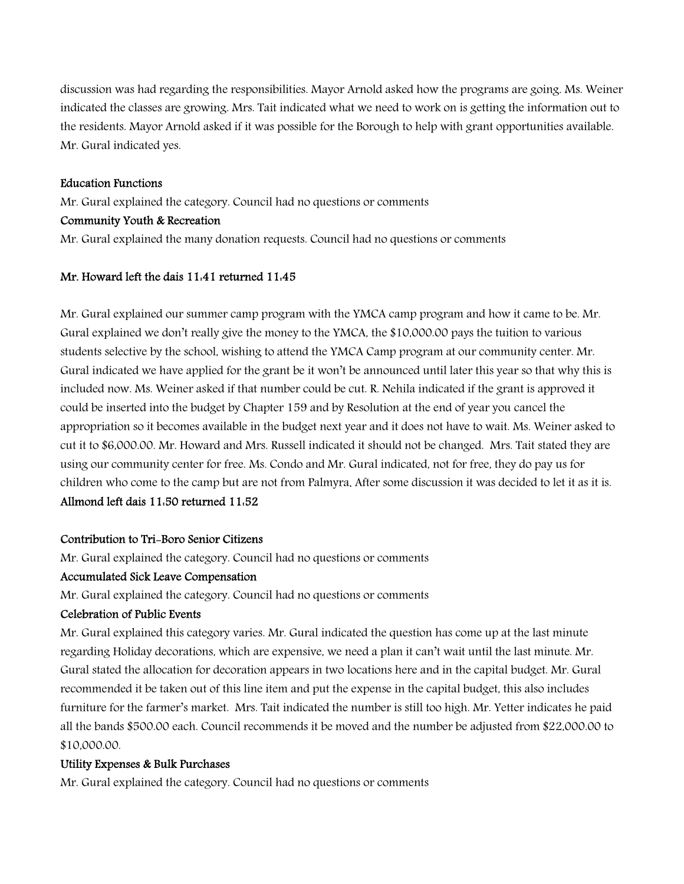discussion was had regarding the responsibilities. Mayor Arnold asked how the programs are going. Ms. Weiner indicated the classes are growing. Mrs. Tait indicated what we need to work on is getting the information out to the residents. Mayor Arnold asked if it was possible for the Borough to help with grant opportunities available. Mr. Gural indicated yes.

**Education Functions**

Mr. Gural explained the category. Council had no questions or comments

**Community Youth & Recreation**

Mr. Gural explained the many donation requests. Council had no questions or comments

**Mr. Howard left the dais 11:41 returned 11:45**

Mr. Gural explained our summer camp program with the YMCA camp program and how it came to be. Mr. Gural explained we don't really give the money to the YMCA, the $10,000.00 pays the tuition to various students selective by the school, wishing to attend the YMCA Camp program at our community center. Mr. Gural indicated we have applied for the grant be it won't be announced until later this year so that why this is included now. Ms. Weiner asked if that number could be cut. R. Nehila indicated if the grant is approved it could be inserted into the budget by Chapter 159 and by Resolution at the end of year you cancel the appropriation so it becomes available in the budget next year and it does not have to wait. Ms. Weiner asked to cut it to $6,000.00. Mr. Howard and Mrs. Russell indicated it should not be changed. Mrs. Tait stated they are using our community center for free. Ms. Condo and Mr. Gural indicated, not for free, they do pay us for children who come to the camp but are not from Palmyra. After some discussion it was decided to let it as it is.

**Allmond left dais 11:50 returned 11:52**

**Contribution to Tri-Boro Senior Citizens**

Mr. Gural explained the category. Council had no questions or comments

**Accumulated Sick Leave Compensation**

Mr. Gural explained the category. Council had no questions or comments

**Celebration of Public Events**

Mr. Gural explained this category varies. Mr. Gural indicated the question has come up at the last minute regarding Holiday decorations, which are expensive, we need a plan it can't wait until the last minute. Mr. Gural stated the allocation for decoration appears in two locations here and in the capital budget. Mr. Gural recommended it be taken out of this line item and put the expense in the capital budget, this also includes furniture for the farmer's market. Mrs. Tait indicated the number is still too high. Mr. Yetter indicates he paid all the bands $500.00 each. Council recommends it be moved and the number be adjusted from $22,000.00 to $10,000.00.

**Utility Expenses & Bulk Purchases**

Mr. Gural explained the category. Council had no questions or comments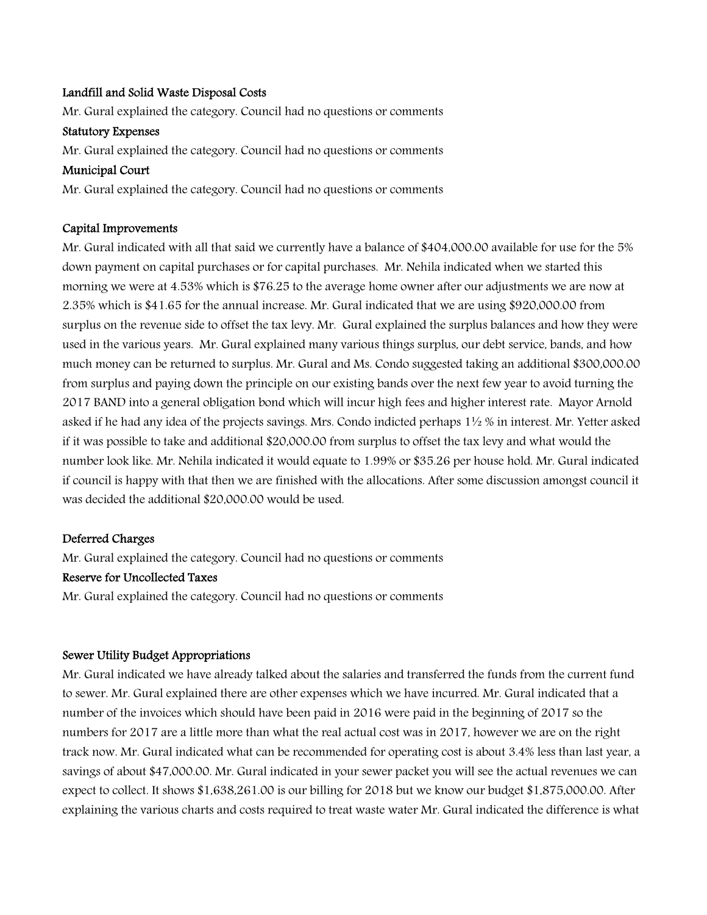**Landfill and Solid Waste Disposal Costs**

Mr. Gural explained the category. Council had no questions or comments

**Statutory Expenses**

Mr. Gural explained the category. Council had no questions or comments

**Municipal Court**

Mr. Gural explained the category. Council had no questions or comments

**Capital Improvements**

Mr. Gural indicated with all that said we currently have a balance of $404,000.00 available for use for the 5% down payment on capital purchases or for capital purchases. Mr. Nehila indicated when we started this morning we were at 4.53% which is $76.25 to the average home owner after our adjustments we are now at 2.35% which is $41.65 for the annual increase. Mr. Gural indicated that we are using $920,000.00 from surplus on the revenue side to offset the tax levy. Mr. Gural explained the surplus balances and how they were used in the various years. Mr. Gural explained many various things surplus, our debt service, bands, and how much money can be returned to surplus. Mr. Gural and Ms. Condo suggested taking an additional $300,000.00 from surplus and paying down the principle on our existing bands over the next few year to avoid turning the 2017 BAND into a general obligation bond which will incur high fees and higher interest rate. Mayor Arnold asked if he had any idea of the projects savings. Mrs. Condo indicted perhaps 1½ % in interest. Mr. Yetter asked if it was possible to take and additional $20,000.00 from surplus to offset the tax levy and what would the number look like. Mr. Nehila indicated it would equate to 1.99% or $35.26 per house hold. Mr. Gural indicated if council is happy with that then we are finished with the allocations. After some discussion amongst council it was decided the additional $20,000.00 would be used.

**Deferred Charges**

Mr. Gural explained the category. Council had no questions or comments

**Reserve for Uncollected Taxes**

Mr. Gural explained the category. Council had no questions or comments

**Sewer Utility Budget Appropriations**

Mr. Gural indicated we have already talked about the salaries and transferred the funds from the current fund to sewer. Mr. Gural explained there are other expenses which we have incurred. Mr. Gural indicated that a number of the invoices which should have been paid in 2016 were paid in the beginning of 2017 so the numbers for 2017 are a little more than what the real actual cost was in 2017, however we are on the right track now. Mr. Gural indicated what can be recommended for operating cost is about 3.4% less than last year, a savings of about $47,000.00. Mr. Gural indicated in your sewer packet you will see the actual revenues we can expect to collect. It shows $1,638,261.00 is our billing for 2018 but we know our budget $1,875,000.00. After explaining the various charts and costs required to treat waste water Mr. Gural indicated the difference is what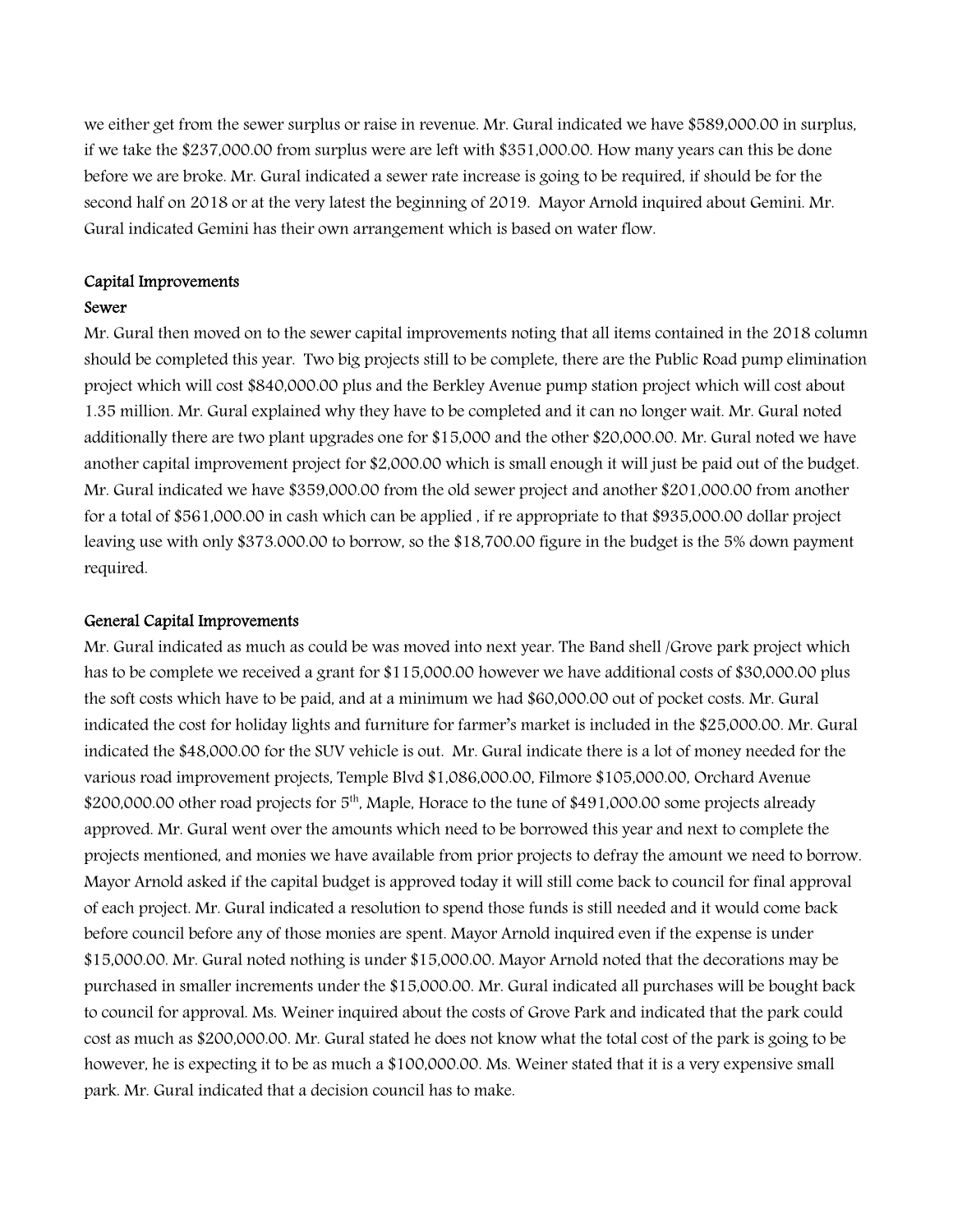we either get from the sewer surplus or raise in revenue. Mr. Gural indicated we have $589,000.00 in surplus, if we take the $237,000.00 from surplus were are left with $351,000.00. How many years can this be done before we are broke. Mr. Gural indicated a sewer rate increase is going to be required, if should be for the second half on 2018 or at the very latest the beginning of 2019. Mayor Arnold inquired about Gemini. Mr. Gural indicated Gemini has their own arrangement which is based on water flow.

**Capital Improvements**

**Sewer**

Mr. Gural then moved on to the sewer capital improvements noting that all items contained in the 2018 column should be completed this year. Two big projects still to be complete, there are the Public Road pump elimination project which will cost $840,000.00 plus and the Berkley Avenue pump station project which will cost about 1.35 million. Mr. Gural explained why they have to be completed and it can no longer wait. Mr. Gural noted additionally there are two plant upgrades one for $15,000 and the other $20,000.00. Mr. Gural noted we have another capital improvement project for $2,000.00 which is small enough it will just be paid out of the budget. Mr. Gural indicated we have $359,000.00 from the old sewer project and another $201,000.00 from another for a total of $561,000.00 in cash which can be applied , if re appropriate to that $935,000.00 dollar project leaving use with only $373.000.00 to borrow, so the $18,700.00 figure in the budget is the 5% down payment required.

**General Capital Improvements**

Mr. Gural indicated as much as could be was moved into next year. The Band shell /Grove park project which has to be complete we received a grant for $115,000.00 however we have additional costs of $30,000.00 plus the soft costs which have to be paid, and at a minimum we had $60,000.00 out of pocket costs. Mr. Gural indicated the cost for holiday lights and furniture for farmer's market is included in the $25,000.00. Mr. Gural indicated the $48,000.00 for the SUV vehicle is out. Mr. Gural indicate there is a lot of money needed for the various road improvement projects, Temple Blvd $1,086,000.00, Filmore $105,000.00, Orchard Avenue $200,000.00 other road projects for 5th, Maple, Horace to the tune of $491,000.00 some projects already approved. Mr. Gural went over the amounts which need to be borrowed this year and next to complete the projects mentioned, and monies we have available from prior projects to defray the amount we need to borrow. Mayor Arnold asked if the capital budget is approved today it will still come back to council for final approval of each project. Mr. Gural indicated a resolution to spend those funds is still needed and it would come back before council before any of those monies are spent. Mayor Arnold inquired even if the expense is under $15,000.00. Mr. Gural noted nothing is under $15,000.00. Mayor Arnold noted that the decorations may be purchased in smaller increments under the $15,000.00. Mr. Gural indicated all purchases will be bought back to council for approval. Ms. Weiner inquired about the costs of Grove Park and indicated that the park could cost as much as $200,000.00. Mr. Gural stated he does not know what the total cost of the park is going to be however, he is expecting it to be as much a $100,000.00. Ms. Weiner stated that it is a very expensive small park. Mr. Gural indicated that a decision council has to make.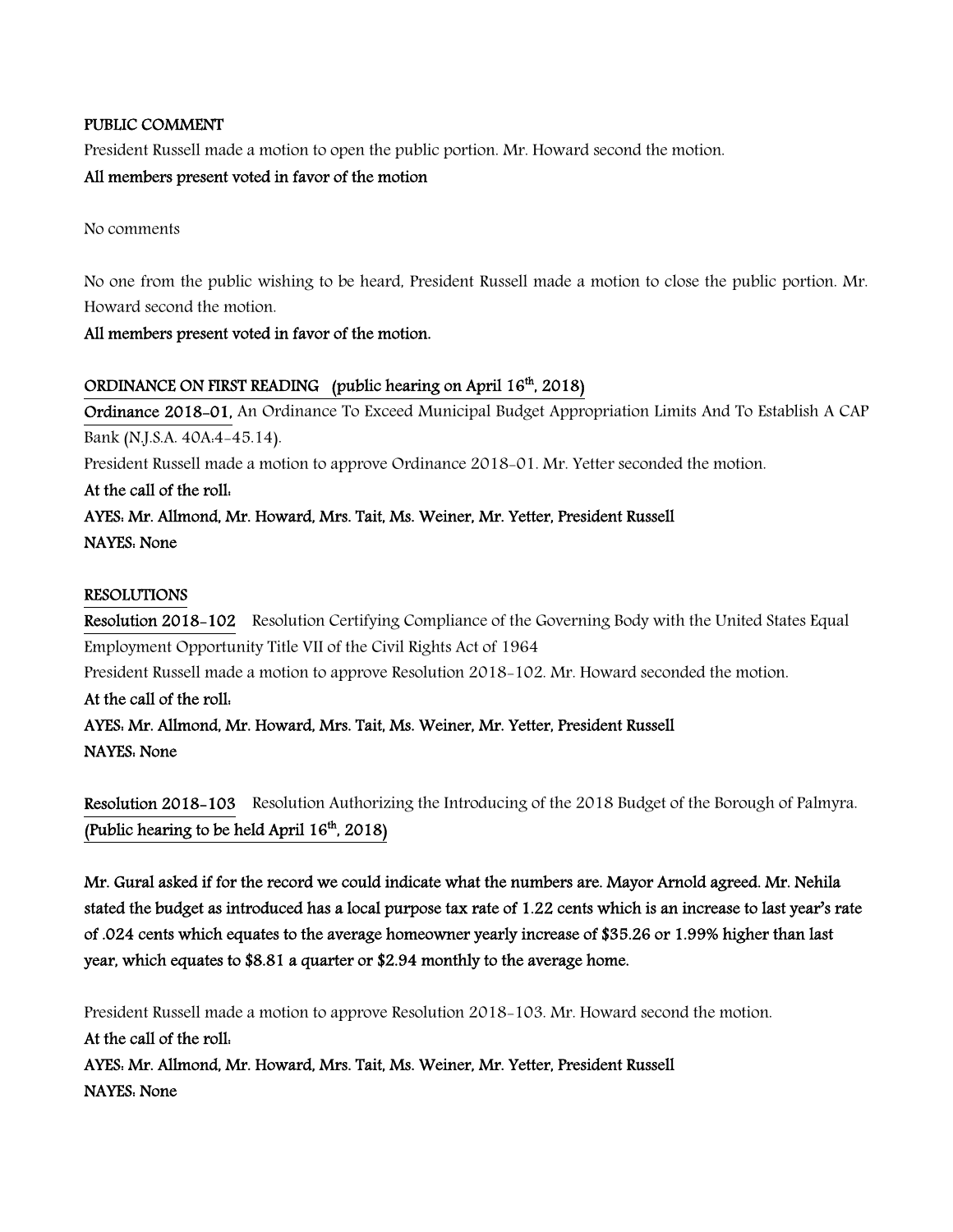**PUBLIC COMMENT**

President Russell made a motion to open the public portion. Mr. Howard second the motion.

**All members present voted in favor of the motion**

No comments

No one from the public wishing to be heard, President Russell made a motion to close the public portion. Mr. Howard second the motion.

**All members present voted in favor of the motion.**

**ORDINANCE ON FIRST READING (public hearing on April 16th, 2018)**

**Ordinance 2018-01,** An Ordinance To Exceed Municipal Budget Appropriation Limits And To Establish A CAP Bank (N.J.S.A. 40A:4-45.14).

President Russell made a motion to approve Ordinance 2018-01. Mr. Yetter seconded the motion.

**At the call of the roll:**

**AYES: Mr. Allmond, Mr. Howard, Mrs. Tait, Ms. Weiner, Mr. Yetter, President Russell**

**NAYES: None**

**RESOLUTIONS**

**Resolution 2018-102** Resolution Certifying Compliance of the Governing Body with the United States Equal Employment Opportunity Title VII of the Civil Rights Act of 1964

President Russell made a motion to approve Resolution 2018-102. Mr. Howard seconded the motion.

**At the call of the roll:**

**AYES: Mr. Allmond, Mr. Howard, Mrs. Tait, Ms. Weiner, Mr. Yetter, President Russell**

**NAYES: None**

**Resolution 2018-103** Resolution Authorizing the Introducing of the 2018 Budget of the Borough of Palmyra. **(Public hearing to be held April 16th, 2018)**

**Mr. Gural asked if for the record we could indicate what the numbers are. Mayor Arnold agreed. Mr. Nehila stated the budget as introduced has a local purpose tax rate of 1.22 cents which is an increase to last year's rate of .024 cents which equates to the average homeowner yearly increase of $35.26 or 1.99% higher than last year, which equates to $8.81 a quarter or $2.94 monthly to the average home.**

President Russell made a motion to approve Resolution 2018-103. Mr. Howard second the motion.

**At the call of the roll:**

**AYES: Mr. Allmond, Mr. Howard, Mrs. Tait, Ms. Weiner, Mr. Yetter, President Russell**

**NAYES: None**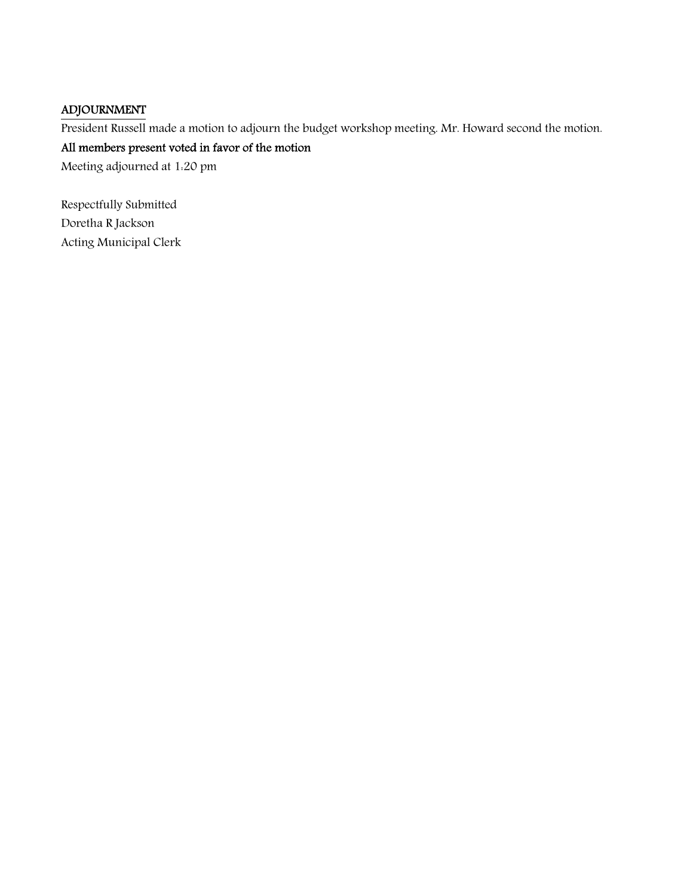## ADJOURNMENT

President Russell made a motion to adjourn the budget workshop meeting. Mr. Howard second the motion.

**All members present voted in favor of the motion**

Meeting adjourned at 1:20 pm

Respectfully Submitted
Doretha R Jackson
Acting Municipal Clerk